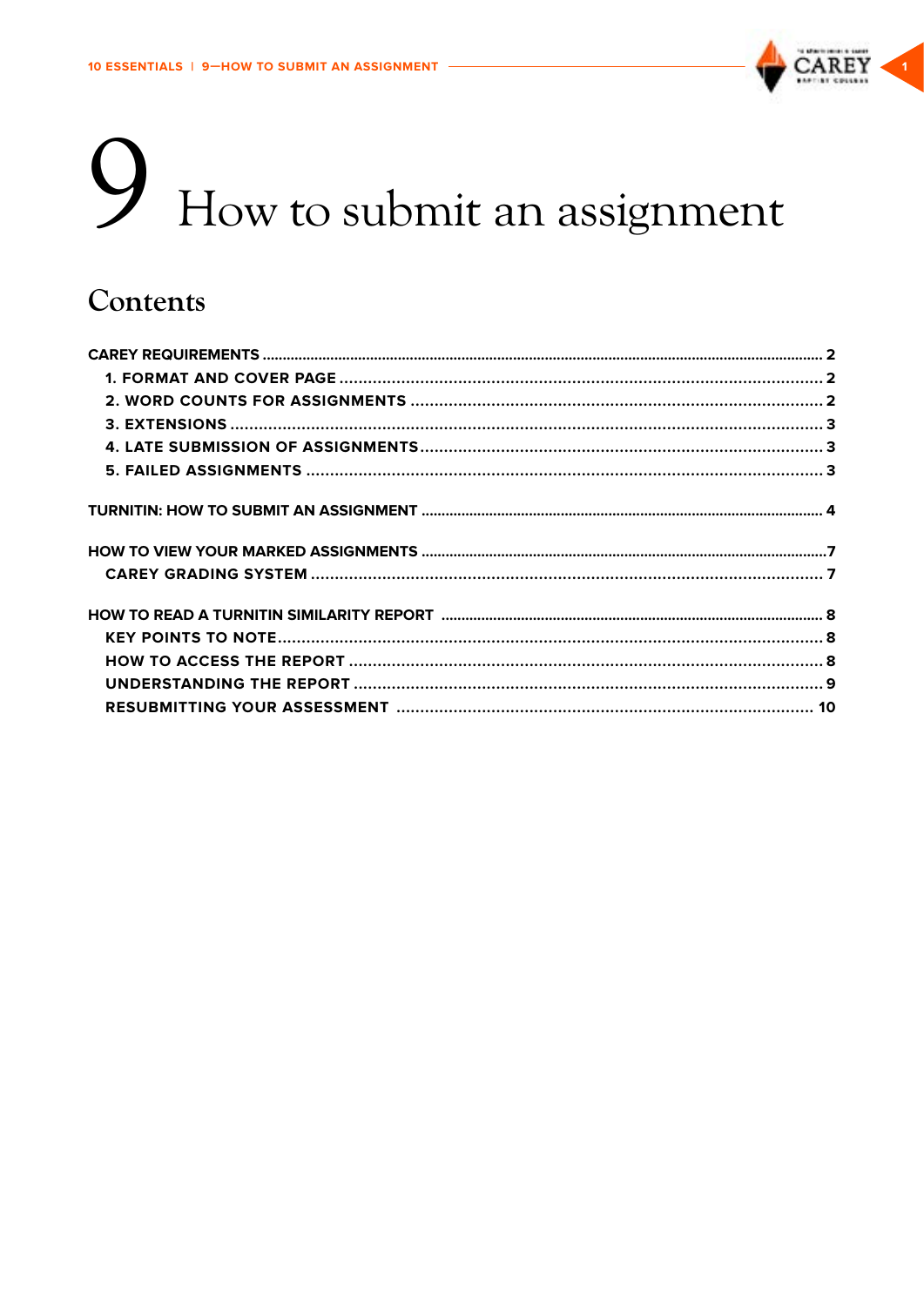# 9 How to submit an assignment

## Contents

CAREY REQUIREMENTS ........ 2

- 1. FORMAT AND COVER PAGE ........ 2
- 2. WORD COUNTS FOR ASSIGNMENTS ........ 2
- 3. EXTENSIONS ........ 3
- 4. LATE SUBMISSION OF ASSIGNMENTS ........ 3
- 5. FAILED ASSIGNMENTS ........ 3

TURNITIN: HOW TO SUBMIT AN ASSIGNMENT ........ 4

HOW TO VIEW YOUR MARKED ASSIGNMENTS ........ 7

- CAREY GRADING SYSTEM ........ 7

HOW TO READ A TURNITIN SIMILARITY REPORT ........ 8

- KEY POINTS TO NOTE ........ 8
- HOW TO ACCESS THE REPORT ........ 8
- UNDERSTANDING THE REPORT ........ 9
- RESUBMITTING YOUR ASSESSMENT ........ 10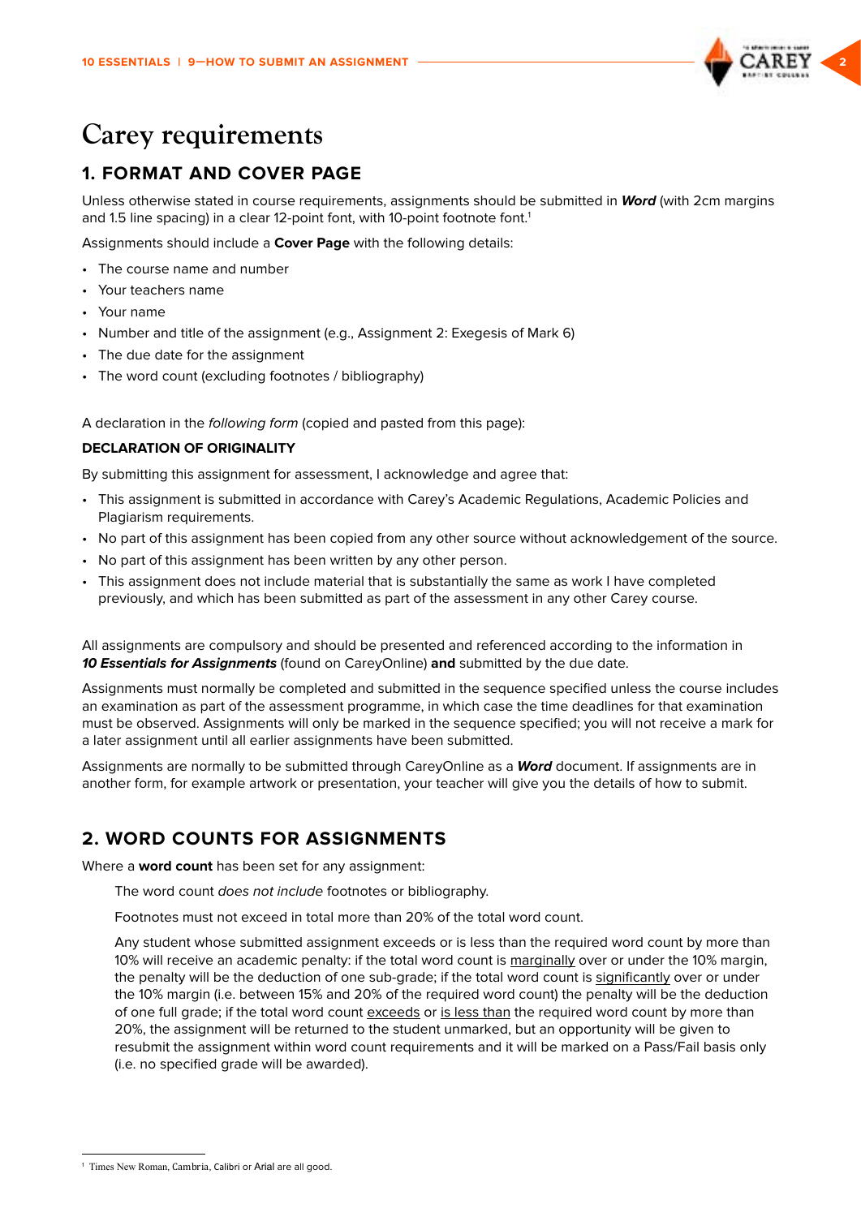# Carey requirements

## 1. FORMAT AND COVER PAGE

Unless otherwise stated in course requirements, assignments should be submitted in ***Word*** (with 2cm margins and 1.5 line spacing) in a clear 12-point font, with 10-point footnote font.[1]

Assignments should include a **Cover Page** with the following details:

- The course name and number
- Your teachers name
- Your name
- Number and title of the assignment (e.g., Assignment 2: Exegesis of Mark 6)
- The due date for the assignment
- The word count (excluding footnotes / bibliography)

A declaration in the *following form* (copied and pasted from this page):

**DECLARATION OF ORIGINALITY**

By submitting this assignment for assessment, I acknowledge and agree that:

- This assignment is submitted in accordance with Carey's Academic Regulations, Academic Policies and Plagiarism requirements.
- No part of this assignment has been copied from any other source without acknowledgement of the source.
- No part of this assignment has been written by any other person.
- This assignment does not include material that is substantially the same as work I have completed previously, and which has been submitted as part of the assessment in any other Carey course.

All assignments are compulsory and should be presented and referenced according to the information in ***10 Essentials for Assignments*** (found on CareyOnline) **and** submitted by the due date.

Assignments must normally be completed and submitted in the sequence specified unless the course includes an examination as part of the assessment programme, in which case the time deadlines for that examination must be observed. Assignments will only be marked in the sequence specified; you will not receive a mark for a later assignment until all earlier assignments have been submitted.

Assignments are normally to be submitted through CareyOnline as a ***Word*** document. If assignments are in another form, for example artwork or presentation, your teacher will give you the details of how to submit.

## 2. WORD COUNTS FOR ASSIGNMENTS

Where a **word count** has been set for any assignment:

The word count *does not include* footnotes or bibliography.

Footnotes must not exceed in total more than 20% of the total word count.

Any student whose submitted assignment exceeds or is less than the required word count by more than 10% will receive an academic penalty: if the total word count is marginally over or under the 10% margin, the penalty will be the deduction of one sub-grade; if the total word count is significantly over or under the 10% margin (i.e. between 15% and 20% of the required word count) the penalty will be the deduction of one full grade; if the total word count exceeds or is less than the required word count by more than 20%, the assignment will be returned to the student unmarked, but an opportunity will be given to resubmit the assignment within word count requirements and it will be marked on a Pass/Fail basis only (i.e. no specified grade will be awarded).

---

[1] Times New Roman, Cambria, Calibri or Arial are all good.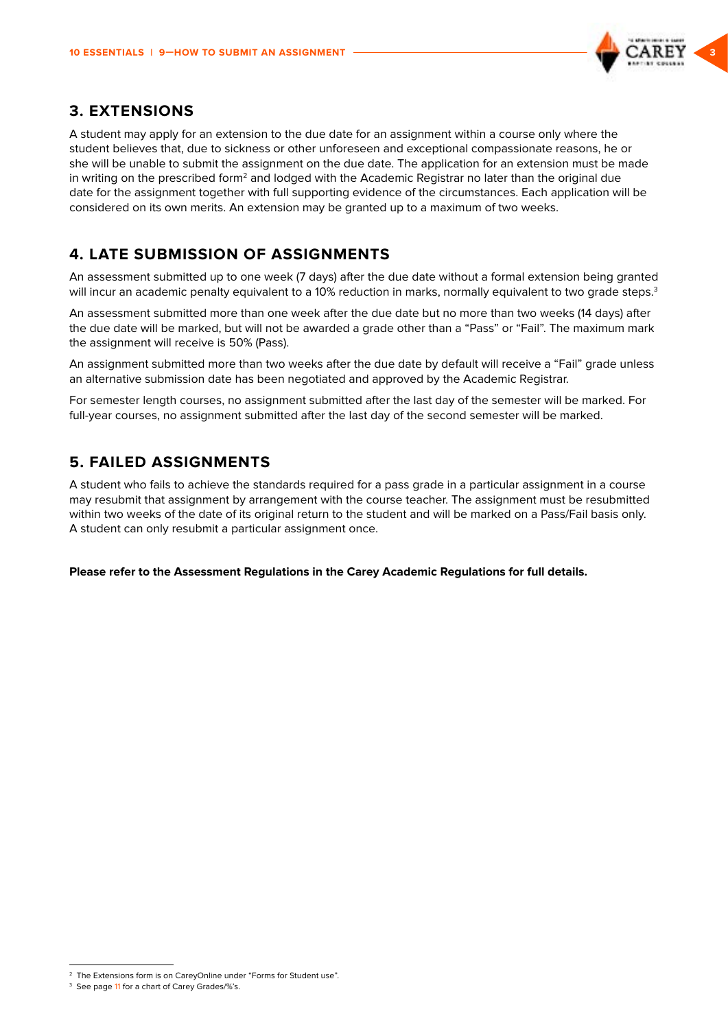## 3. EXTENSIONS

A student may apply for an extension to the due date for an assignment within a course only where the student believes that, due to sickness or other unforeseen and exceptional compassionate reasons, he or she will be unable to submit the assignment on the due date. The application for an extension must be made in writing on the prescribed form[2] and lodged with the Academic Registrar no later than the original due date for the assignment together with full supporting evidence of the circumstances. Each application will be considered on its own merits. An extension may be granted up to a maximum of two weeks.

## 4. LATE SUBMISSION OF ASSIGNMENTS

An assessment submitted up to one week (7 days) after the due date without a formal extension being granted will incur an academic penalty equivalent to a 10% reduction in marks, normally equivalent to two grade steps.[3]

An assessment submitted more than one week after the due date but no more than two weeks (14 days) after the due date will be marked, but will not be awarded a grade other than a "Pass" or "Fail". The maximum mark the assignment will receive is 50% (Pass).

An assignment submitted more than two weeks after the due date by default will receive a "Fail" grade unless an alternative submission date has been negotiated and approved by the Academic Registrar.

For semester length courses, no assignment submitted after the last day of the semester will be marked. For full-year courses, no assignment submitted after the last day of the second semester will be marked.

## 5. FAILED ASSIGNMENTS

A student who fails to achieve the standards required for a pass grade in a particular assignment in a course may resubmit that assignment by arrangement with the course teacher. The assignment must be resubmitted within two weeks of the date of its original return to the student and will be marked on a Pass/Fail basis only. A student can only resubmit a particular assignment once.

**Please refer to the Assessment Regulations in the Carey Academic Regulations for full details.**

---

[2] The Extensions form is on CareyOnline under "Forms for Student use".

[3] See page 11 for a chart of Carey Grades/%'s.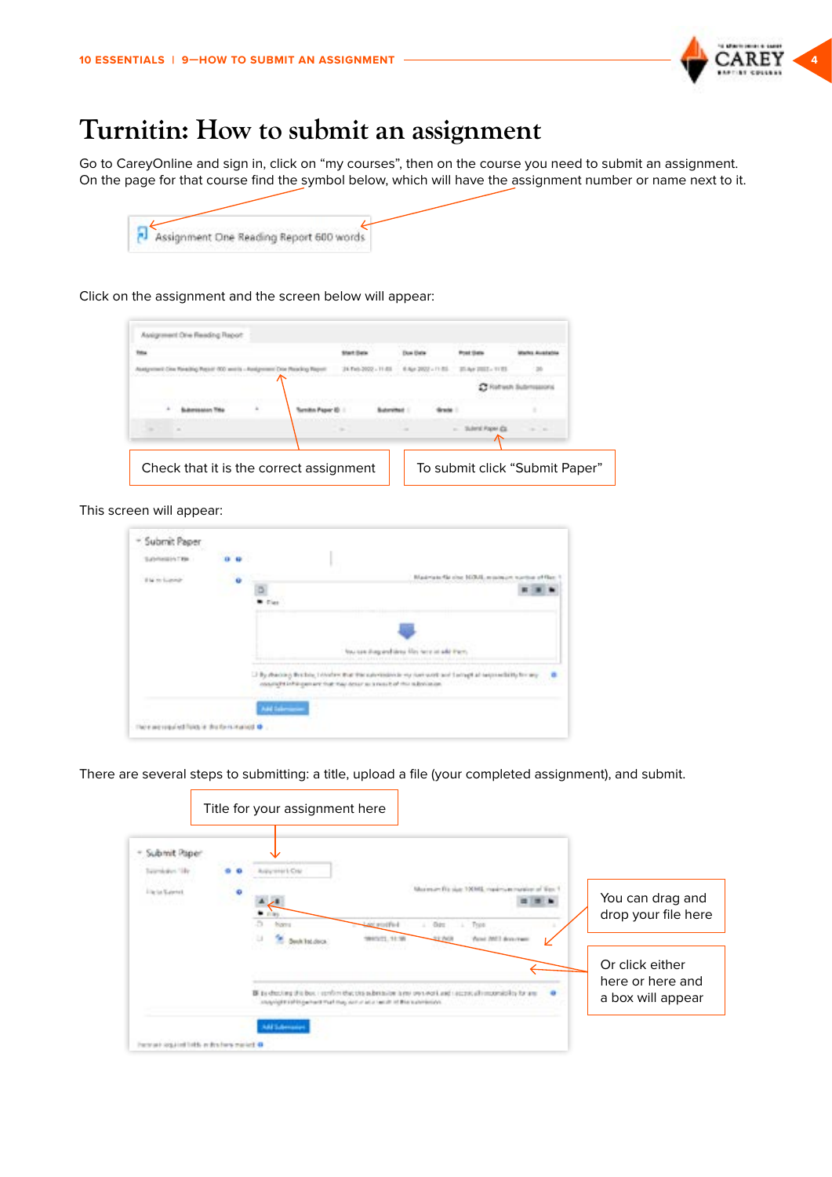# Turnitin: How to submit an assignment

Go to CareyOnline and sign in, click on "my courses", then on the course you need to submit an assignment. On the page for that course find the symbol below, which will have the assignment number or name next to it.

Assignment One Reading Report 600 words

Click on the assignment and the screen below will appear:

Check that it is the correct assignment

To submit click "Submit Paper"

This screen will appear:

There are several steps to submitting: a title, upload a file (your completed assignment), and submit.

Title for your assignment here

You can drag and drop your file here

Or click either here or here and a box will appear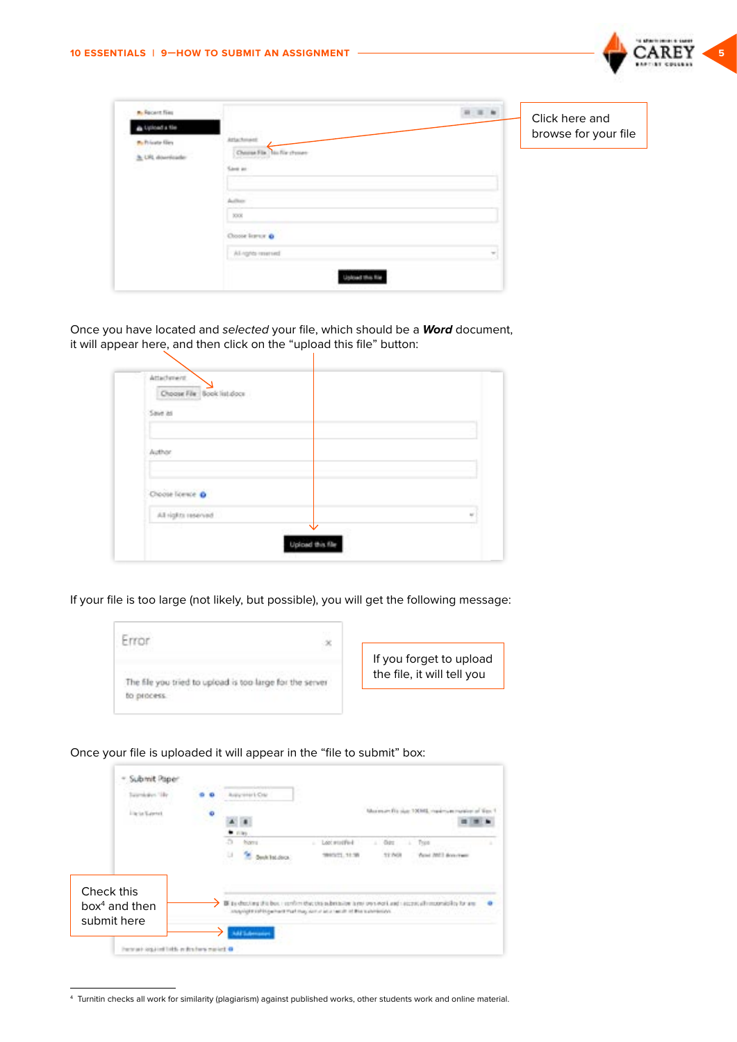Click here and browse for your file

Once you have located and *selected* your file, which should be a ***Word*** document, it will appear here, and then click on the "upload this file" button:

If your file is too large (not likely, but possible), you will get the following message:

If you forget to upload the file, it will tell you

Once your file is uploaded it will appear in the "file to submit" box:

Check this box[4] and then submit here

[4] Turnitin checks all work for similarity (plagiarism) against published works, other students work and online material.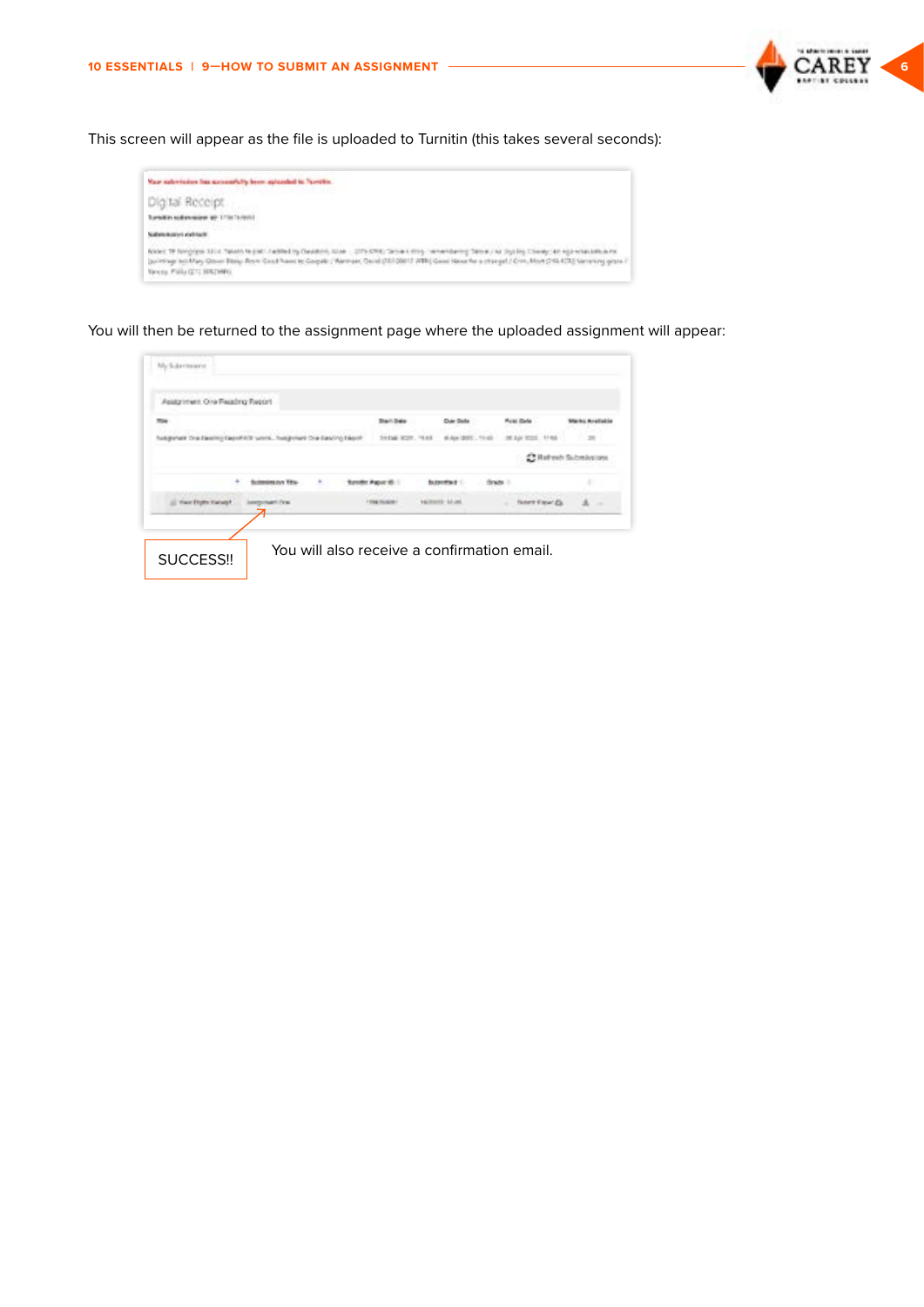This screen will appear as the file is uploaded to Turnitin (this takes several seconds):

You will then be returned to the assignment page where the uploaded assignment will appear:

SUCCESS!!

You will also receive a confirmation email.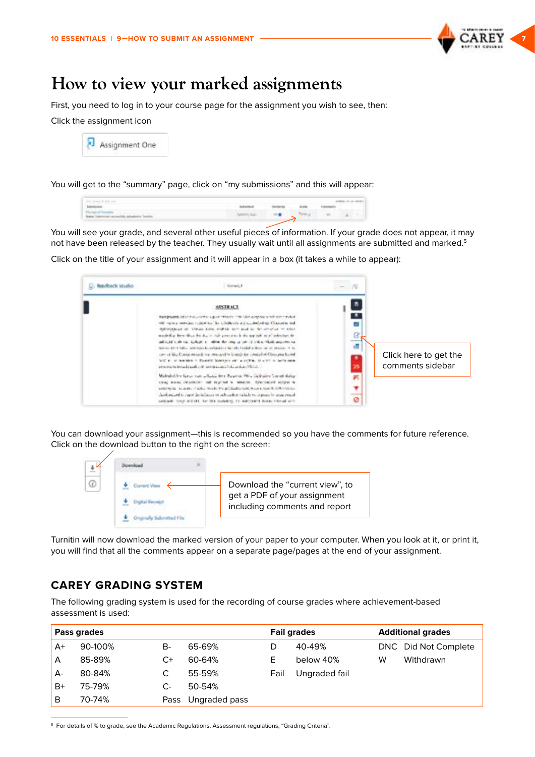# How to view your marked assignments

First, you need to log in to your course page for the assignment you wish to see, then:

Click the assignment icon

You will get to the "summary" page, click on "my submissions" and this will appear:

You will see your grade, and several other useful pieces of information. If your grade does not appear, it may not have been released by the teacher. They usually wait until all assignments are submitted and marked.[5]

Click on the title of your assignment and it will appear in a box (it takes a while to appear):

Click here to get the comments sidebar

You can download your assignment—this is recommended so you have the comments for future reference. Click on the download button to the right on the screen:

Download the "current view", to get a PDF of your assignment including comments and report

Turnitin will now download the marked version of your paper to your computer. When you look at it, or print it, you will find that all the comments appear on a separate page/pages at the end of your assignment.

## CAREY GRADING SYSTEM

The following grading system is used for the recording of course grades where achievement-based assessment is used:

| Pass grades | | | | Fail grades | | Additional grades | |
|---|---|---|---|---|---|---|---|
| A+ | 90-100% | B- | 65-69% | D | 40-49% | DNC | Did Not Complete |
| A | 85-89% | C+ | 60-64% | E | below 40% | W | Withdrawn |
| A- | 80-84% | C | 55-59% | Fail | Ungraded fail | | |
| B+ | 75-79% | C- | 50-54% | | | | |
| B | 70-74% | Pass | Ungraded pass | | | | |

[5] For details of % to grade, see the Academic Regulations, Assessment regulations, "Grading Criteria".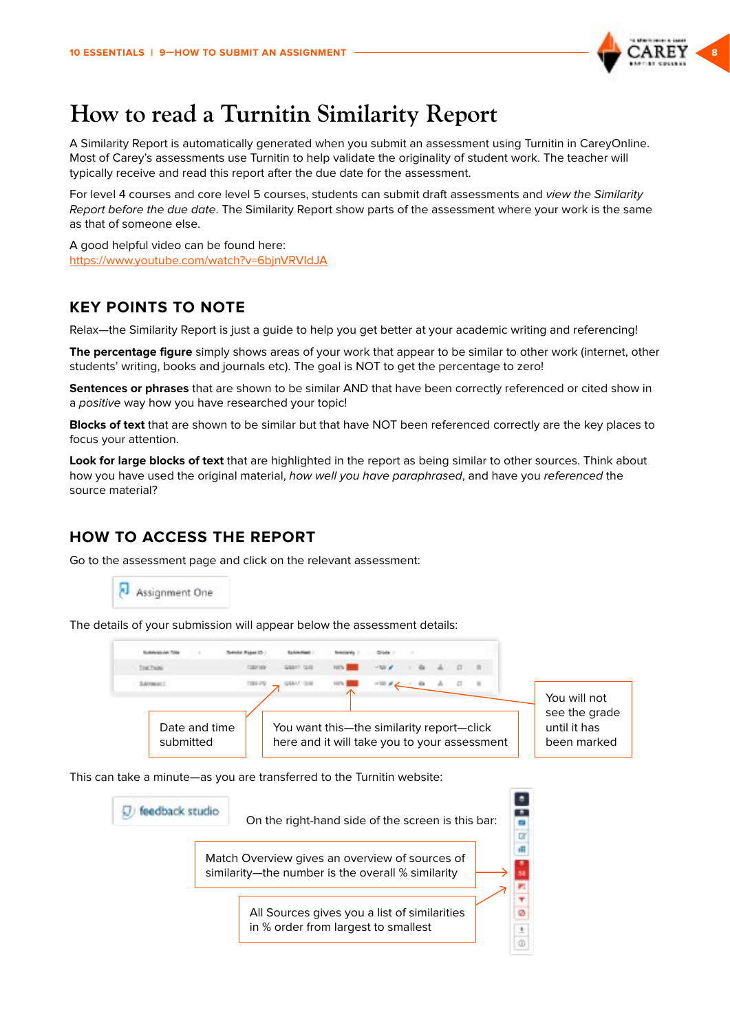# How to read a Turnitin Similarity Report

A Similarity Report is automatically generated when you submit an assessment using Turnitin in CareyOnline. Most of Carey's assessments use Turnitin to help validate the originality of student work. The teacher will typically receive and read this report after the due date for the assessment.

For level 4 courses and core level 5 courses, students can submit draft assessments and *view the Similarity Report before the due date*. The Similarity Report show parts of the assessment where your work is the same as that of someone else.

A good helpful video can be found here:
https://www.youtube.com/watch?v=6bjnVRVIdJA

## KEY POINTS TO NOTE

Relax—the Similarity Report is just a guide to help you get better at your academic writing and referencing!

**The percentage figure** simply shows areas of your work that appear to be similar to other work (internet, other students' writing, books and journals etc). The goal is NOT to get the percentage to zero!

**Sentences or phrases** that are shown to be similar AND that have been correctly referenced or cited show in a *positive* way how you have researched your topic!

**Blocks of text** that are shown to be similar but that have NOT been referenced correctly are the key places to focus your attention.

**Look for large blocks of text** that are highlighted in the report as being similar to other sources. Think about how you have used the original material, *how well you have paraphrased*, and have you *referenced* the source material?

## HOW TO ACCESS THE REPORT

Go to the assessment page and click on the relevant assessment:

Assignment One

The details of your submission will appear below the assessment details:

Date and time submitted

You want this—the similarity report—click here and it will take you to your assessment

You will not see the grade until it has been marked

This can take a minute—as you are transferred to the Turnitin website:

feedback studio

On the right-hand side of the screen is this bar:

Match Overview gives an overview of sources of similarity—the number is the overall % similarity

All Sources gives you a list of similarities in % order from largest to smallest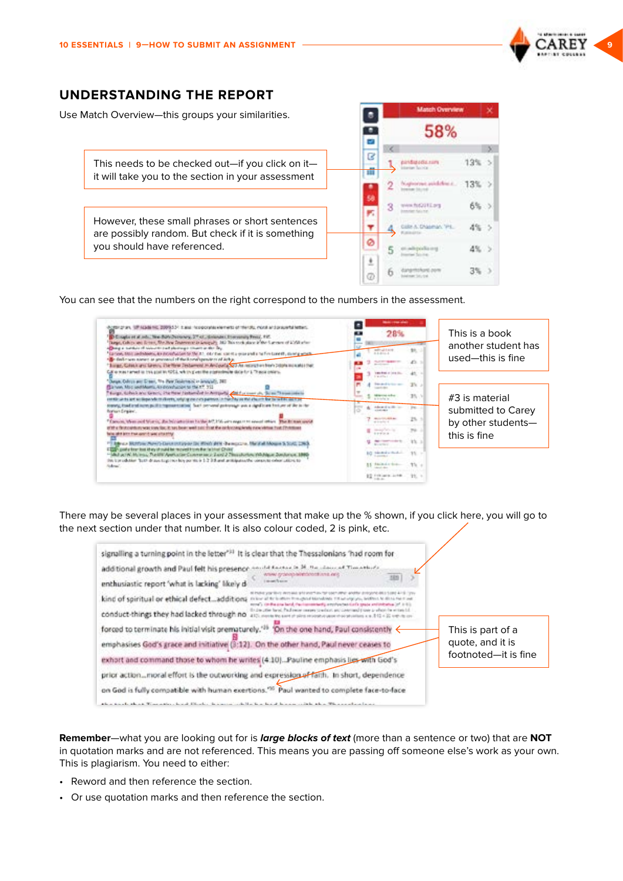## UNDERSTANDING THE REPORT

Use Match Overview—this groups your similarities.

This needs to be checked out—if you click on it—it will take you to the section in your assessment

However, these small phrases or short sentences are possibly random. But check if it is something you should have referenced.

You can see that the numbers on the right correspond to the numbers in the assessment.

This is a book another student has used—this is fine

#3 is material submitted to Carey by other students—this is fine

There may be several places in your assessment that make up the % shown, if you click here, you will go to the next section under that number. It is also colour coded, 2 is pink, etc.

This is part of a quote, and it is footnoted—it is fine

**Remember**—what you are looking out for is ***large blocks of text*** (more than a sentence or two) that are **NOT** in quotation marks and are not referenced. This means you are passing off someone else's work as your own. This is plagiarism. You need to either:

- Reword and then reference the section.
- Or use quotation marks and then reference the section.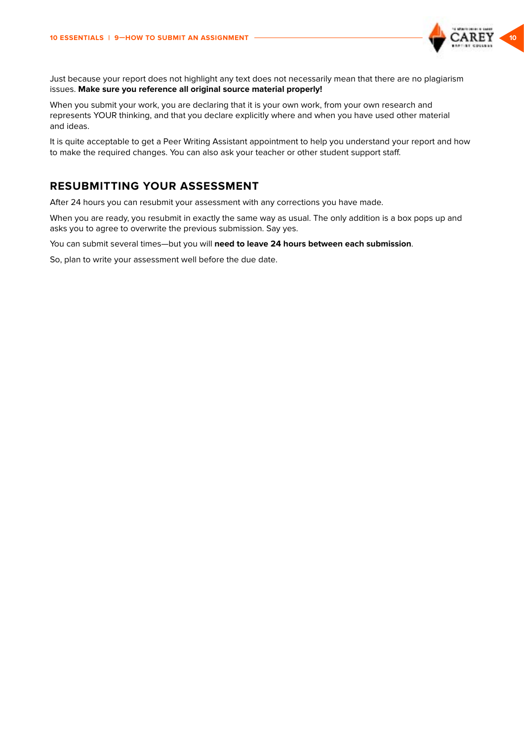Just because your report does not highlight any text does not necessarily mean that there are no plagiarism issues. **Make sure you reference all original source material properly!**

When you submit your work, you are declaring that it is your own work, from your own research and represents YOUR thinking, and that you declare explicitly where and when you have used other material and ideas.

It is quite acceptable to get a Peer Writing Assistant appointment to help you understand your report and how to make the required changes. You can also ask your teacher or other student support staff.

## RESUBMITTING YOUR ASSESSMENT

After 24 hours you can resubmit your assessment with any corrections you have made.

When you are ready, you resubmit in exactly the same way as usual. The only addition is a box pops up and asks you to agree to overwrite the previous submission. Say yes.

You can submit several times—but you will **need to leave 24 hours between each submission**.

So, plan to write your assessment well before the due date.